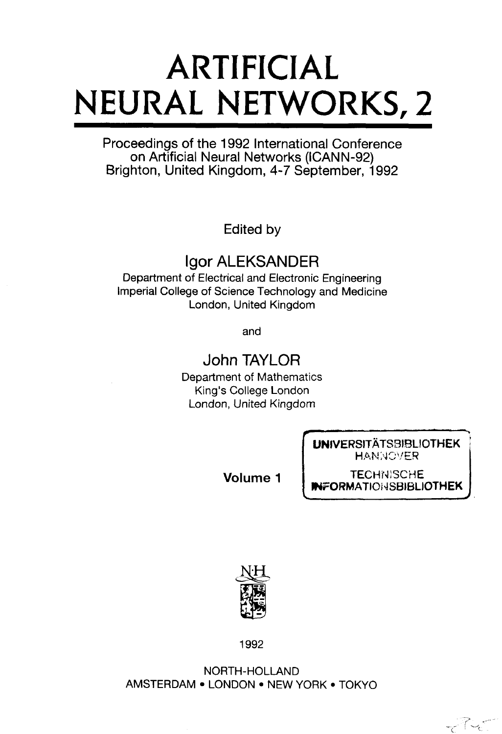# ARTIFICIAL NEURAL NETWORKS, 2

Proceedings of the 1992 International Conference on Artificial Neural Networks (ICANN-92)
Brighton, United Kingdom, 4-7 September, 1992

Edited by

Igor ALEKSANDER
Department of Electrical and Electronic Engineering
Imperial College of Science Technology and Medicine
London, United Kingdom

and

John TAYLOR
Department of Mathematics
King's College London
London, United Kingdom

Volume 1

UNIVERSITÄTSBIBLIOTHEK
HANNOVER
TECHNISCHE
INFORMATIONSBIBLIOTHEK

1992

NORTH-HOLLAND
AMSTERDAM • LONDON • NEW YORK • TOKYO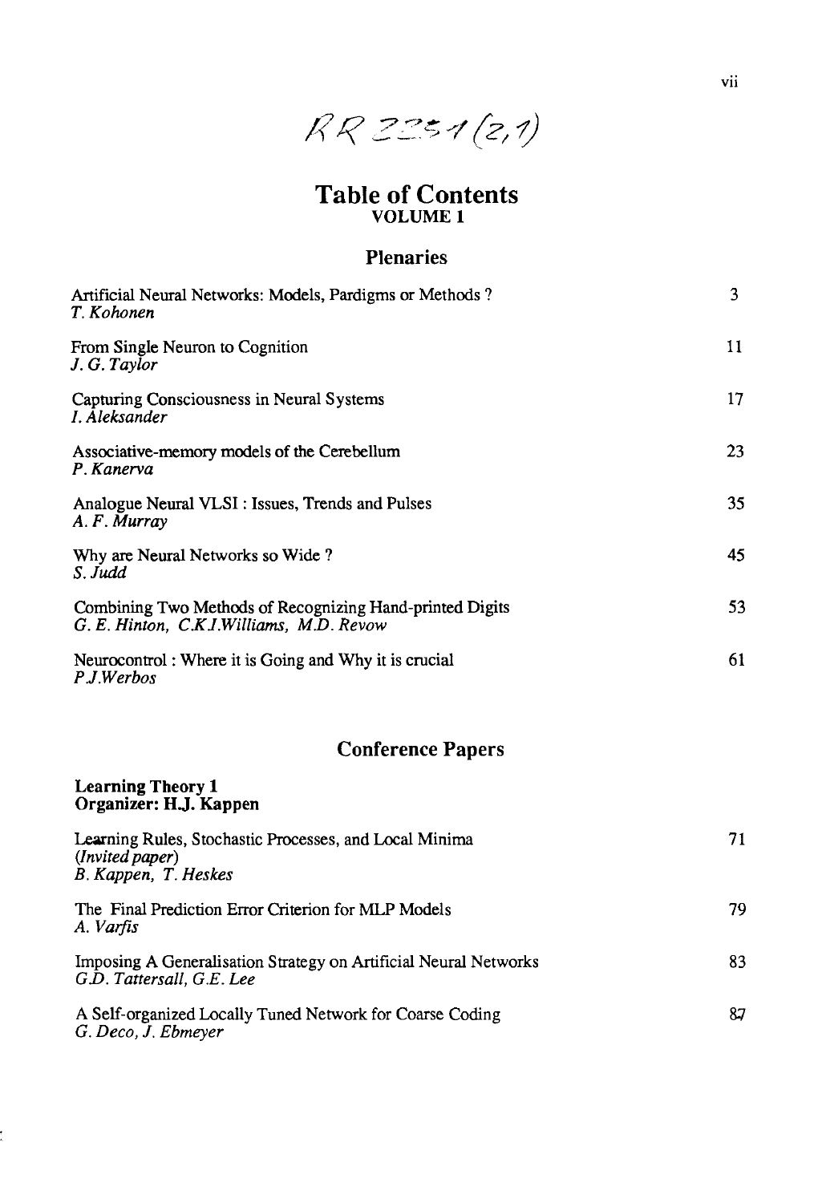RR 2251 (2,1)

# Table of Contents

## VOLUME 1

### Plenaries

Artificial Neural Networks: Models, Pardigms or Methods ? — 3
*T. Kohonen*

From Single Neuron to Cognition — 11
*J. G. Taylor*

Capturing Consciousness in Neural Systems — 17
*I. Aleksander*

Associative-memory models of the Cerebellum — 23
*P. Kanerva*

Analogue Neural VLSI : Issues, Trends and Pulses — 35
*A. F. Murray*

Why are Neural Networks so Wide ? — 45
*S. Judd*

Combining Two Methods of Recognizing Hand-printed Digits — 53
*G. E. Hinton, C.K.I.Williams, M.D. Revow*

Neurocontrol : Where it is Going and Why it is crucial — 61
*P.J.Werbos*

### Conference Papers

**Learning Theory 1**
**Organizer: H.J. Kappen**

Learning Rules, Stochastic Processes, and Local Minima — 71
*(Invited paper)*
*B. Kappen, T. Heskes*

The Final Prediction Error Criterion for MLP Models — 79
*A. Varfis*

Imposing A Generalisation Strategy on Artificial Neural Networks — 83
*G.D. Tattersall, G.E. Lee*

A Self-organized Locally Tuned Network for Coarse Coding — 87
*G. Deco, J. Ebmeyer*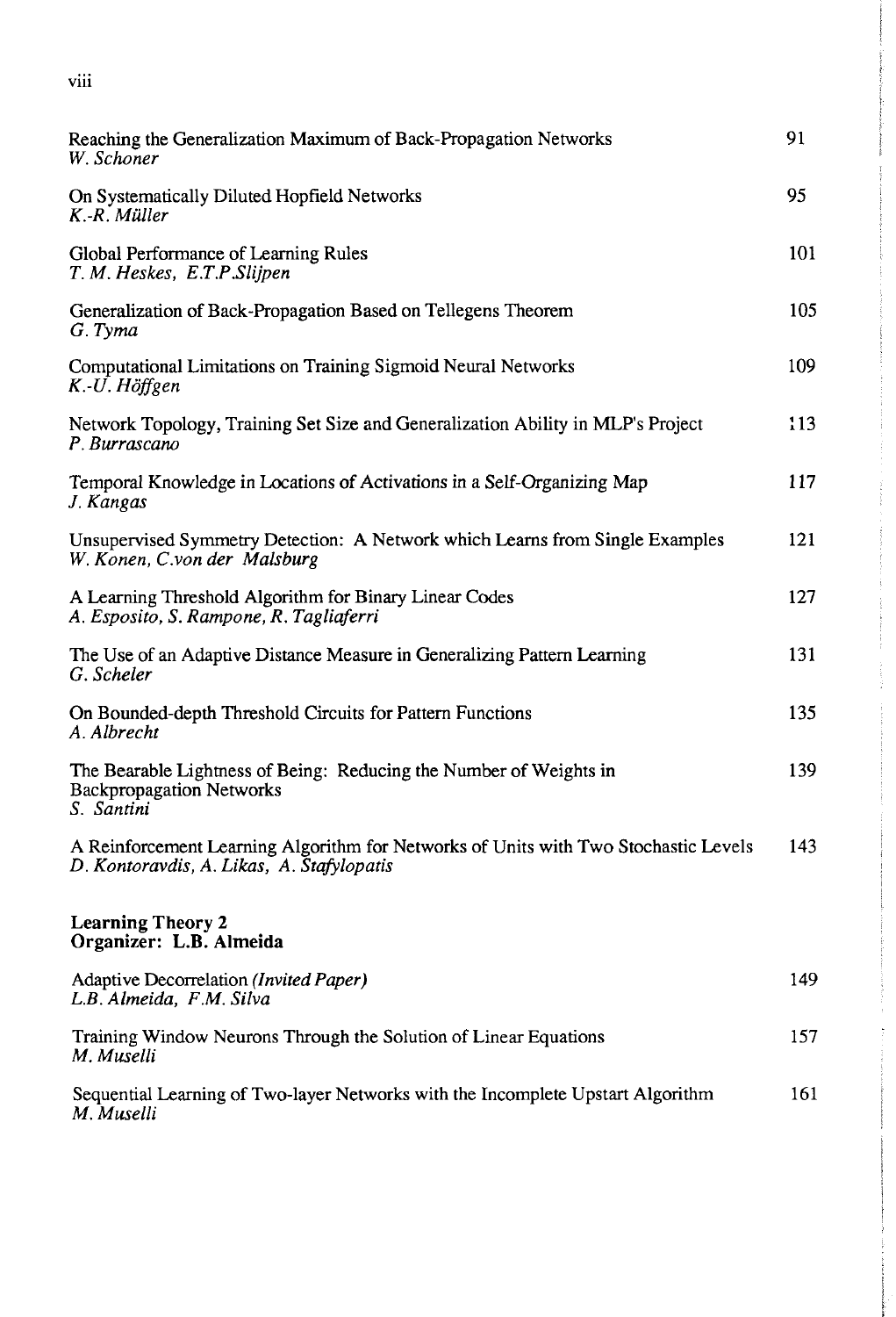| | |
|---|---|
| Reaching the Generalization Maximum of Back-Propagation Networks<br>*W. Schoner* | 91 |
| On Systematically Diluted Hopfield Networks<br>*K.-R. Müller* | 95 |
| Global Performance of Learning Rules<br>*T. M. Heskes, E.T.P.Slijpen* | 101 |
| Generalization of Back-Propagation Based on Tellegens Theorem<br>*G. Tyma* | 105 |
| Computational Limitations on Training Sigmoid Neural Networks<br>*K.-U. Höffgen* | 109 |
| Network Topology, Training Set Size and Generalization Ability in MLP's Project<br>*P. Burrascano* | 113 |
| Temporal Knowledge in Locations of Activations in a Self-Organizing Map<br>*J. Kangas* | 117 |
| Unsupervised Symmetry Detection: A Network which Learns from Single Examples<br>*W. Konen, C.von der Malsburg* | 121 |
| A Learning Threshold Algorithm for Binary Linear Codes<br>*A. Esposito, S. Rampone, R. Tagliaferri* | 127 |
| The Use of an Adaptive Distance Measure in Generalizing Pattern Learning<br>*G. Scheler* | 131 |
| On Bounded-depth Threshold Circuits for Pattern Functions<br>*A. Albrecht* | 135 |
| The Bearable Lightness of Being: Reducing the Number of Weights in Backpropagation Networks<br>*S. Santini* | 139 |
| A Reinforcement Learning Algorithm for Networks of Units with Two Stochastic Levels<br>*D. Kontoravdis, A. Likas, A. Stafylopatis* | 143 |

**Learning Theory 2**
**Organizer: L.B. Almeida**

| | |
|---|---|
| Adaptive Decorrelation *(Invited Paper)*<br>*L.B. Almeida, F.M. Silva* | 149 |
| Training Window Neurons Through the Solution of Linear Equations<br>*M. Muselli* | 157 |
| Sequential Learning of Two-layer Networks with the Incomplete Upstart Algorithm<br>*M. Muselli* | 161 |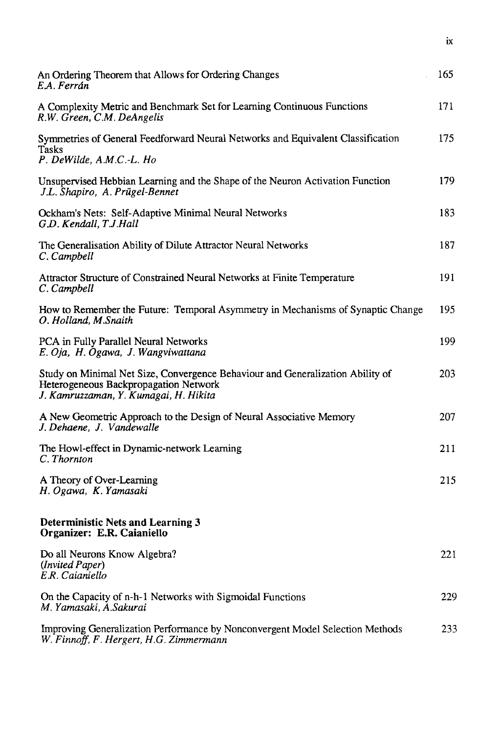An Ordering Theorem that Allows for Ordering Changes — 165
*E.A. Ferrán*

A Complexity Metric and Benchmark Set for Learning Continuous Functions — 171
*R.W. Green, C.M. DeAngelis*

Symmetries of General Feedforward Neural Networks and Equivalent Classification Tasks — 175
*P. DeWilde, A.M.C.-L. Ho*

Unsupervised Hebbian Learning and the Shape of the Neuron Activation Function — 179
*J.L. Shapiro, A. Prügel-Bennet*

Ockham's Nets: Self-Adaptive Minimal Neural Networks — 183
*G.D. Kendall, T.J.Hall*

The Generalisation Ability of Dilute Attractor Neural Networks — 187
*C. Campbell*

Attractor Structure of Constrained Neural Networks at Finite Temperature — 191
*C. Campbell*

How to Remember the Future: Temporal Asymmetry in Mechanisms of Synaptic Change — 195
*O. Holland, M.Snaith*

PCA in Fully Parallel Neural Networks — 199
*E. Oja, H. Ogawa, J. Wangviwattana*

Study on Minimal Net Size, Convergence Behaviour and Generalization Ability of Heterogeneous Backpropagation Network — 203
*J. Kamruzzaman, Y. Kumagai, H. Hikita*

A New Geometric Approach to the Design of Neural Associative Memory — 207
*J. Dehaene, J. Vandewalle*

The Howl-effect in Dynamic-network Learning — 211
*C. Thornton*

A Theory of Over-Learning — 215
*H. Ogawa, K. Yamasaki*

**Deterministic Nets and Learning 3**
**Organizer: E.R. Caianiello**

Do all Neurons Know Algebra? — 221
*(Invited Paper)*
*E.R. Caianiello*

On the Capacity of n-h-1 Networks with Sigmoidal Functions — 229
*M. Yamasaki, A.Sakurai*

Improving Generalization Performance by Nonconvergent Model Selection Methods — 233
*W. Finnoff, F. Hergert, H.G. Zimmermann*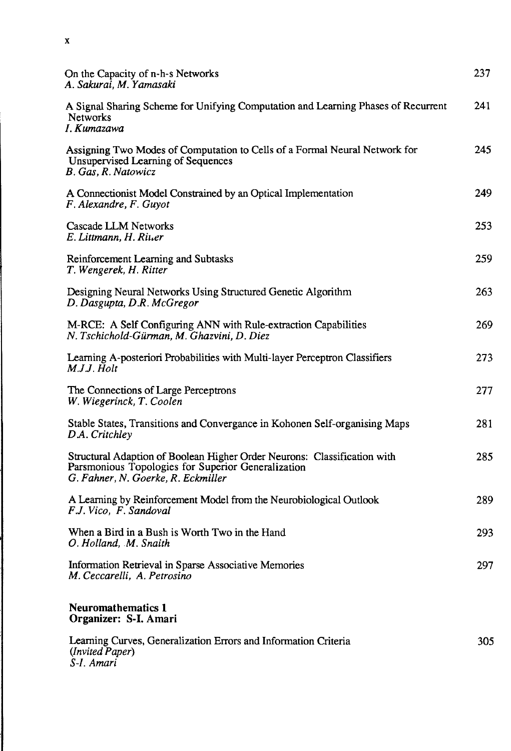| | |
|---|---|
| On the Capacity of n-h-s Networks<br>*A. Sakurai, M. Yamasaki* | 237 |
| A Signal Sharing Scheme for Unifying Computation and Learning Phases of Recurrent Networks<br>*I. Kumazawa* | 241 |
| Assigning Two Modes of Computation to Cells of a Formal Neural Network for Unsupervised Learning of Sequences<br>*B. Gas, R. Natowicz* | 245 |
| A Connectionist Model Constrained by an Optical Implementation<br>*F. Alexandre, F. Guyot* | 249 |
| Cascade LLM Networks<br>*E. Littmann, H. Ritter* | 253 |
| Reinforcement Learning and Subtasks<br>*T. Wengerek, H. Ritter* | 259 |
| Designing Neural Networks Using Structured Genetic Algorithm<br>*D. Dasgupta, D.R. McGregor* | 263 |
| M-RCE: A Self Configuring ANN with Rule-extraction Capabilities<br>*N. Tschichold-Gürman, M. Ghazvini, D. Diez* | 269 |
| Learning A-posteriori Probabilities with Multi-layer Perceptron Classifiers<br>*M.J.J. Holt* | 273 |
| The Connections of Large Perceptrons<br>*W. Wiegerinck, T. Coolen* | 277 |
| Stable States, Transitions and Convergance in Kohonen Self-organising Maps<br>*D.A. Critchley* | 281 |
| Structural Adaption of Boolean Higher Order Neurons: Classification with Parsmonious Topologies for Superior Generalization<br>*G. Fahner, N. Goerke, R. Eckmiller* | 285 |
| A Learning by Reinforcement Model from the Neurobiological Outlook<br>*F.J. Vico, F. Sandoval* | 289 |
| When a Bird in a Bush is Worth Two in the Hand<br>*O. Holland, M. Snaith* | 293 |
| Information Retrieval in Sparse Associative Memories<br>*M. Ceccarelli, A. Petrosino* | 297 |

**Neuromathematics 1**
**Organizer: S-I. Amari**

| | |
|---|---|
| Learning Curves, Generalization Errors and Information Criteria<br>*(Invited Paper)*<br>*S-I. Amari* | 305 |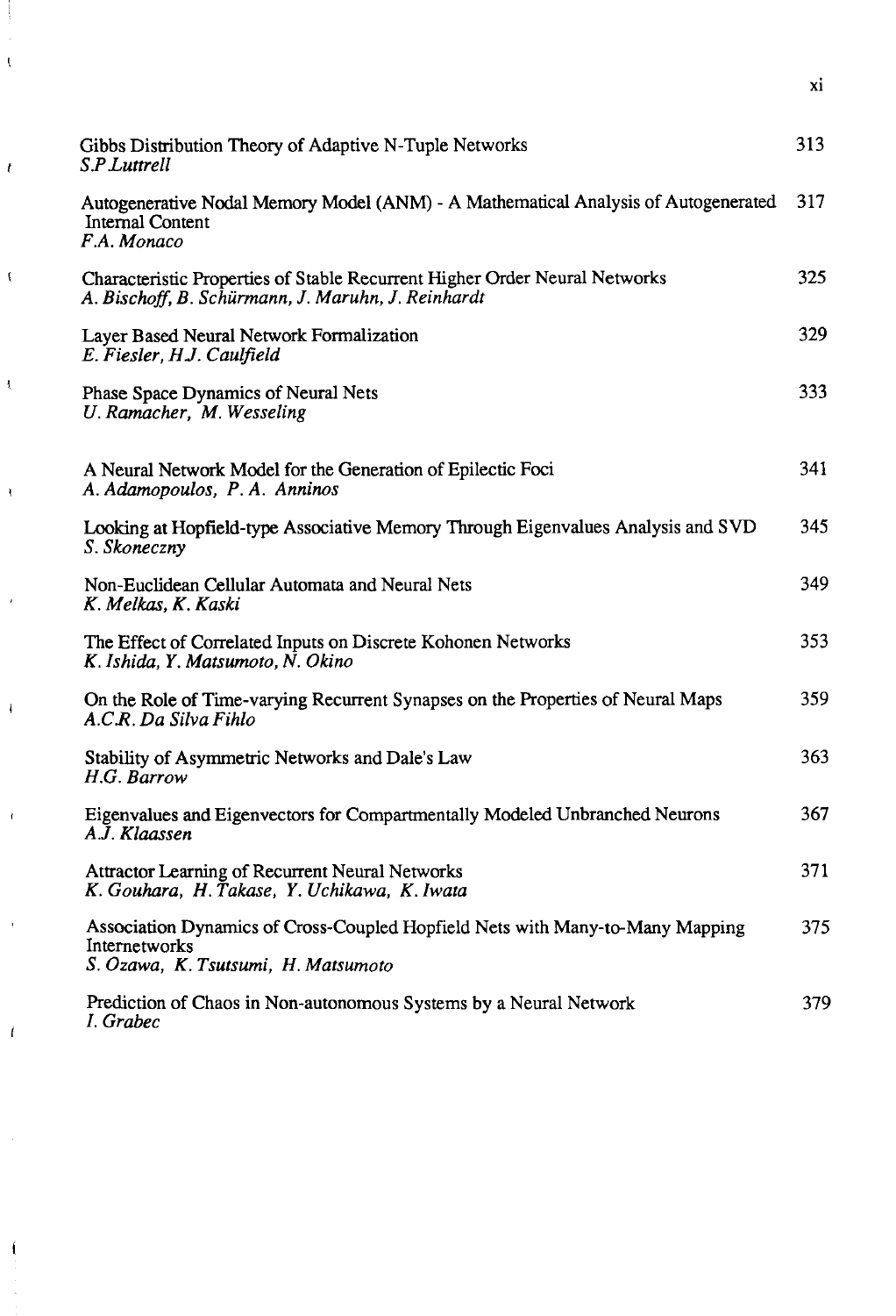Gibbs Distribution Theory of Adaptive N-Tuple Networks 313
*S.P Luttrell*

Autogenerative Nodal Memory Model (ANM) - A Mathematical Analysis of Autogenerated Internal Content 317
*F.A. Monaco*

Characteristic Properties of Stable Recurrent Higher Order Neural Networks 325
*A. Bischoff, B. Schürmann, J. Maruhn, J. Reinhardt*

Layer Based Neural Network Formalization 329
*E. Fiesler, H.J. Caulfield*

Phase Space Dynamics of Neural Nets 333
*U. Ramacher, M. Wesseling*

A Neural Network Model for the Generation of Epilectic Foci 341
*A. Adamopoulos, P. A. Anninos*

Looking at Hopfield-type Associative Memory Through Eigenvalues Analysis and SVD 345
*S. Skoneczny*

Non-Euclidean Cellular Automata and Neural Nets 349
*K. Melkas, K. Kaski*

The Effect of Correlated Inputs on Discrete Kohonen Networks 353
*K. Ishida, Y. Matsumoto, N. Okino*

On the Role of Time-varying Recurrent Synapses on the Properties of Neural Maps 359
*A.C.R. Da Silva Fihlo*

Stability of Asymmetric Networks and Dale's Law 363
*H.G. Barrow*

Eigenvalues and Eigenvectors for Compartmentally Modeled Unbranched Neurons 367
*A.J. Klaassen*

Attractor Learning of Recurrent Neural Networks 371
*K. Gouhara, H. Takase, Y. Uchikawa, K. Iwata*

Association Dynamics of Cross-Coupled Hopfield Nets with Many-to-Many Mapping Internetworks 375
*S. Ozawa, K. Tsutsumi, H. Matsumoto*

Prediction of Chaos in Non-autonomous Systems by a Neural Network 379
*I. Grabec*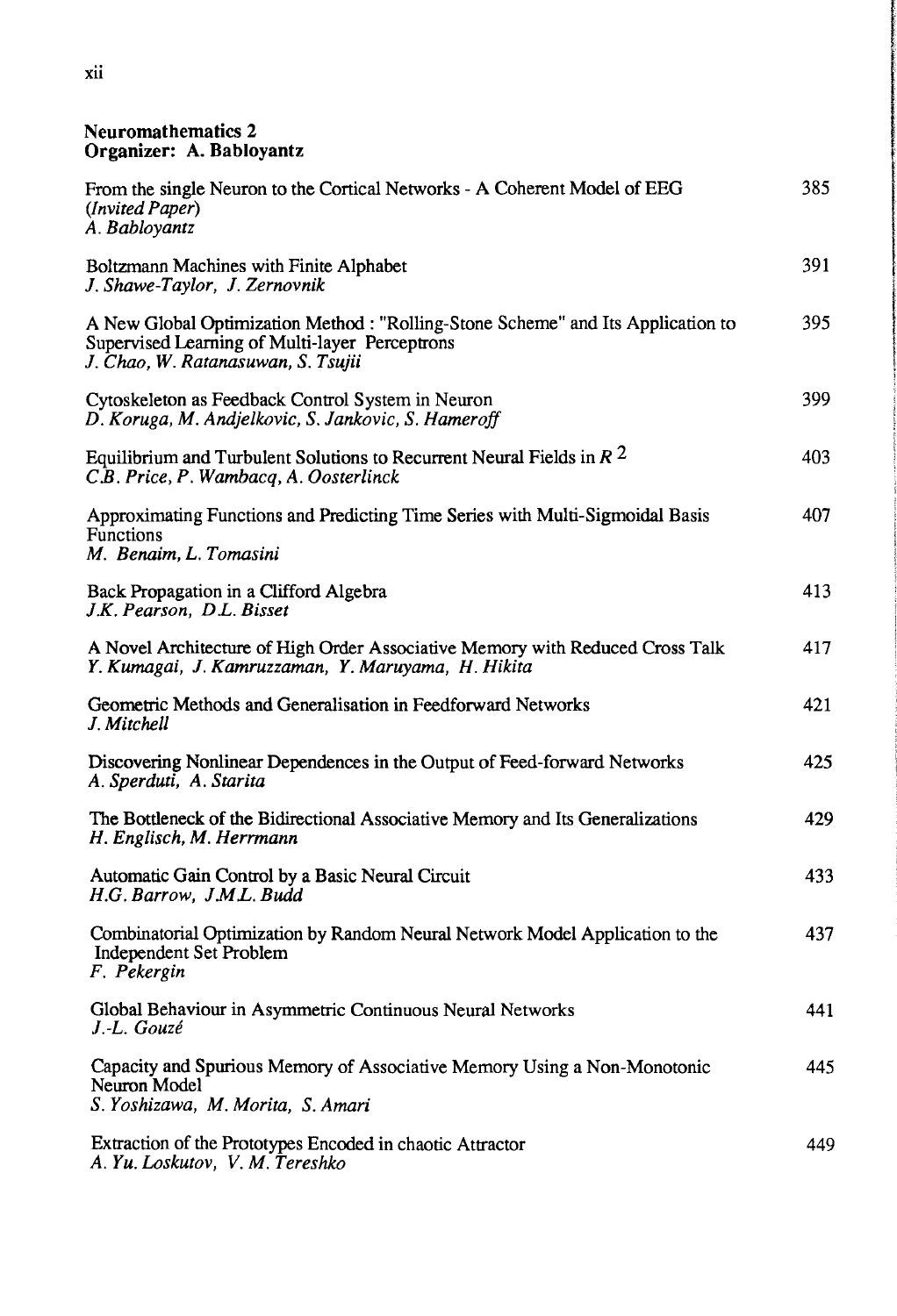**Neuromathematics 2**
**Organizer: A. Babloyantz**

From the single Neuron to the Cortical Networks - A Coherent Model of EEG *(Invited Paper)* 385
*A. Babloyantz*

Boltzmann Machines with Finite Alphabet 391
*J. Shawe-Taylor, J. Zernovnik*

A New Global Optimization Method : "Rolling-Stone Scheme" and Its Application to Supervised Learning of Multi-layer Perceptrons 395
*J. Chao, W. Ratanasuwan, S. Tsujii*

Cytoskeleton as Feedback Control System in Neuron 399
*D. Koruga, M. Andjelkovic, S. Jankovic, S. Hameroff*

Equilibrium and Turbulent Solutions to Recurrent Neural Fields in $R^2$ 403
*C.B. Price, P. Wambacq, A. Oosterlinck*

Approximating Functions and Predicting Time Series with Multi-Sigmoidal Basis Functions 407
*M. Benaim, L. Tomasini*

Back Propagation in a Clifford Algebra 413
*J.K. Pearson, D.L. Bisset*

A Novel Architecture of High Order Associative Memory with Reduced Cross Talk 417
*Y. Kumagai, J. Kamruzzaman, Y. Maruyama, H. Hikita*

Geometric Methods and Generalisation in Feedforward Networks 421
*J. Mitchell*

Discovering Nonlinear Dependences in the Output of Feed-forward Networks 425
*A. Sperduti, A. Starita*

The Bottleneck of the Bidirectional Associative Memory and Its Generalizations 429
*H. Englisch, M. Herrmann*

Automatic Gain Control by a Basic Neural Circuit 433
*H.G. Barrow, J.M.L. Budd*

Combinatorial Optimization by Random Neural Network Model Application to the Independent Set Problem 437
*F. Pekergin*

Global Behaviour in Asymmetric Continuous Neural Networks 441
*J.-L. Gouzé*

Capacity and Spurious Memory of Associative Memory Using a Non-Monotonic Neuron Model 445
*S. Yoshizawa, M. Morita, S. Amari*

Extraction of the Prototypes Encoded in chaotic Attractor 449
*A. Yu. Loskutov, V. M. Tereshko*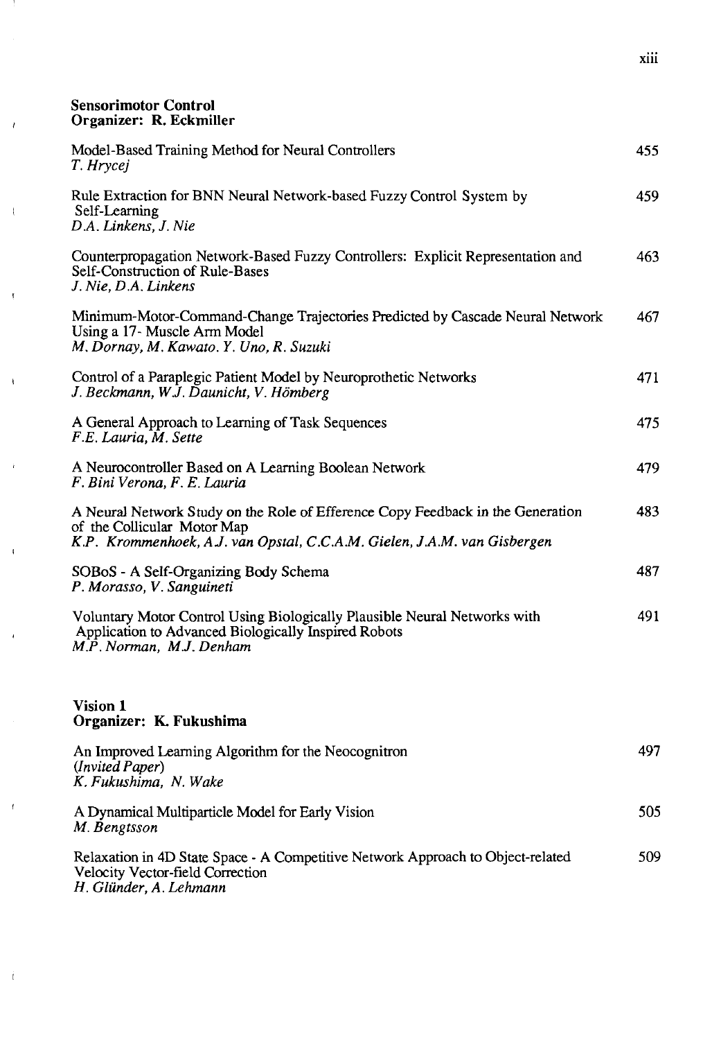**Sensorimotor Control**
**Organizer: R. Eckmiller**

Model-Based Training Method for Neural Controllers — 455
*T. Hrycej*

Rule Extraction for BNN Neural Network-based Fuzzy Control System by Self-Learning — 459
*D.A. Linkens, J. Nie*

Counterpropagation Network-Based Fuzzy Controllers: Explicit Representation and Self-Construction of Rule-Bases — 463
*J. Nie, D.A. Linkens*

Minimum-Motor-Command-Change Trajectories Predicted by Cascade Neural Network Using a 17- Muscle Arm Model — 467
*M. Dornay, M. Kawato. Y. Uno, R. Suzuki*

Control of a Paraplegic Patient Model by Neuroprothetic Networks — 471
*J. Beckmann, W.J. Daunicht, V. Hömberg*

A General Approach to Learning of Task Sequences — 475
*F.E. Lauria, M. Sette*

A Neurocontroller Based on A Learning Boolean Network — 479
*F. Bini Verona, F. E. Lauria*

A Neural Network Study on the Role of Efference Copy Feedback in the Generation of the Collicular Motor Map — 483
*K.P. Krommenhoek, A.J. van Opstal, C.C.A.M. Gielen, J.A.M. van Gisbergen*

SOBoS - A Self-Organizing Body Schema — 487
*P. Morasso, V. Sanguineti*

Voluntary Motor Control Using Biologically Plausible Neural Networks with Application to Advanced Biologically Inspired Robots — 491
*M.P. Norman, M.J. Denham*

**Vision 1**
**Organizer: K. Fukushima**

An Improved Learning Algorithm for the Neocognitron — 497
*(Invited Paper)*
*K. Fukushima, N. Wake*

A Dynamical Multiparticle Model for Early Vision — 505
*M. Bengtsson*

Relaxation in 4D State Space - A Competitive Network Approach to Object-related Velocity Vector-field Correction — 509
*H. Glünder, A. Lehmann*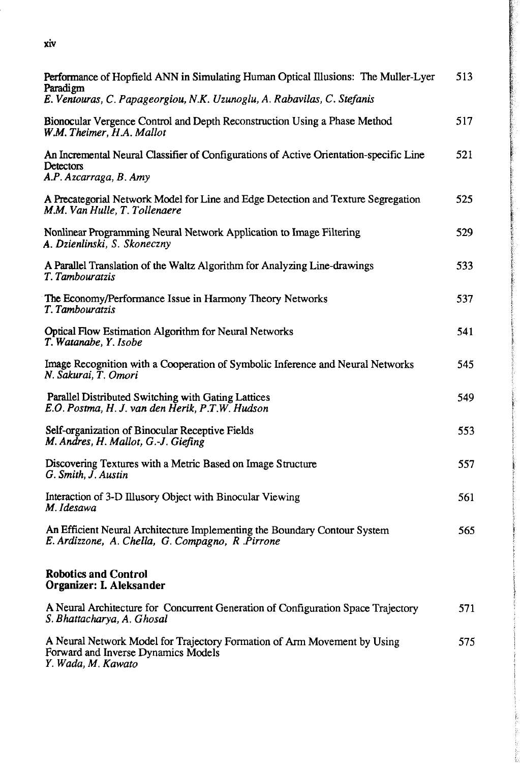Performance of Hopfield ANN in Simulating Human Optical Illusions: The Muller-Lyer Paradigm 513
*E. Ventouras, C. Papageorgiou, N.K. Uzunoglu, A. Rabavilas, C. Stefanis*

Bionocular Vergence Control and Depth Reconstruction Using a Phase Method 517
*W.M. Theimer, H.A. Mallot*

An Incremental Neural Classifier of Configurations of Active Orientation-specific Line Detectors 521
*A.P. Azcarraga, B. Amy*

A Precategorial Network Model for Line and Edge Detection and Texture Segregation 525
*M.M. Van Hulle, T. Tollenaere*

Nonlinear Programming Neural Network Application to Image Filtering 529
*A. Dzienlinski, S. Skoneczny*

A Parallel Translation of the Waltz Algorithm for Analyzing Line-drawings 533
*T. Tambouratzis*

The Economy/Performance Issue in Harmony Theory Networks 537
*T. Tambouratzis*

Optical Flow Estimation Algorithm for Neural Networks 541
*T. Watanabe, Y. Isobe*

Image Recognition with a Cooperation of Symbolic Inference and Neural Networks 545
*N. Sakurai, T. Omori*

Parallel Distributed Switching with Gating Lattices 549
*E.O. Postma, H. J. van den Herik, P.T.W. Hudson*

Self-organization of Binocular Receptive Fields 553
*M. Andres, H. Mallot, G.-J. Giefing*

Discovering Textures with a Metric Based on Image Structure 557
*G. Smith, J. Austin*

Interaction of 3-D Illusory Object with Binocular Viewing 561
*M. Idesawa*

An Efficient Neural Architecture Implementing the Boundary Contour System 565
*E. Ardizzone, A. Chella, G. Compagno, R .Pirrone*

## Robotics and Control
**Organizer: I. Aleksander**

A Neural Architecture for Concurrent Generation of Configuration Space Trajectory 571
*S. Bhattacharya, A. Ghosal*

A Neural Network Model for Trajectory Formation of Arm Movement by Using Forward and Inverse Dynamics Models 575
*Y. Wada, M. Kawato*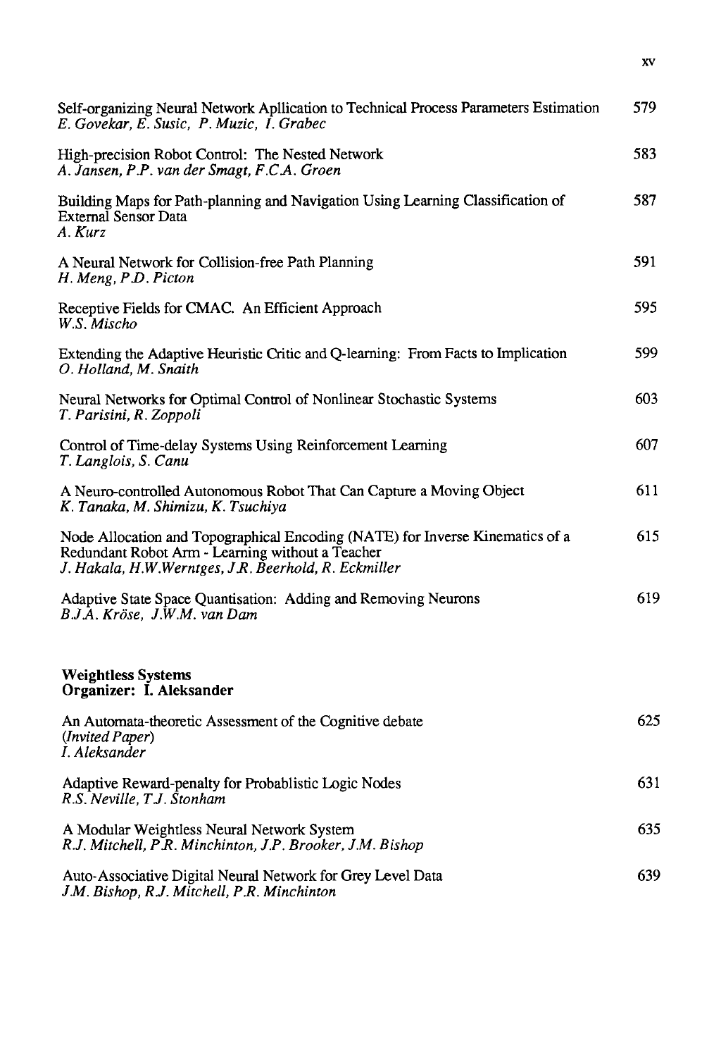Self-organizing Neural Network Apllication to Technical Process Parameters Estimation — 579
*E. Govekar, E. Susic, P. Muzic, I. Grabec*

High-precision Robot Control: The Nested Network — 583
*A. Jansen, P.P. van der Smagt, F.C.A. Groen*

Building Maps for Path-planning and Navigation Using Learning Classification of External Sensor Data — 587
*A. Kurz*

A Neural Network for Collision-free Path Planning — 591
*H. Meng, P.D. Picton*

Receptive Fields for CMAC. An Efficient Approach — 595
*W.S. Mischo*

Extending the Adaptive Heuristic Critic and Q-learning: From Facts to Implication — 599
*O. Holland, M. Snaith*

Neural Networks for Optimal Control of Nonlinear Stochastic Systems — 603
*T. Parisini, R. Zoppoli*

Control of Time-delay Systems Using Reinforcement Learning — 607
*T. Langlois, S. Canu*

A Neuro-controlled Autonomous Robot That Can Capture a Moving Object — 611
*K. Tanaka, M. Shimizu, K. Tsuchiya*

Node Allocation and Topographical Encoding (NATE) for Inverse Kinematics of a Redundant Robot Arm - Learning without a Teacher — 615
*J. Hakala, H.W.Werntges, J.R. Beerhold, R. Eckmiller*

Adaptive State Space Quantisation: Adding and Removing Neurons — 619
*B.J.A. Kröse, J.W.M. van Dam*

**Weightless Systems**
**Organizer: I. Aleksander**

An Automata-theoretic Assessment of the Cognitive debate — 625
(*Invited Paper*)
*I. Aleksander*

Adaptive Reward-penalty for Probablistic Logic Nodes — 631
*R.S. Neville, T.J. Stonham*

A Modular Weightless Neural Network System — 635
*R.J. Mitchell, P.R. Minchinton, J.P. Brooker, J.M. Bishop*

Auto-Associative Digital Neural Network for Grey Level Data — 639
*J.M. Bishop, R.J. Mitchell, P.R. Minchinton*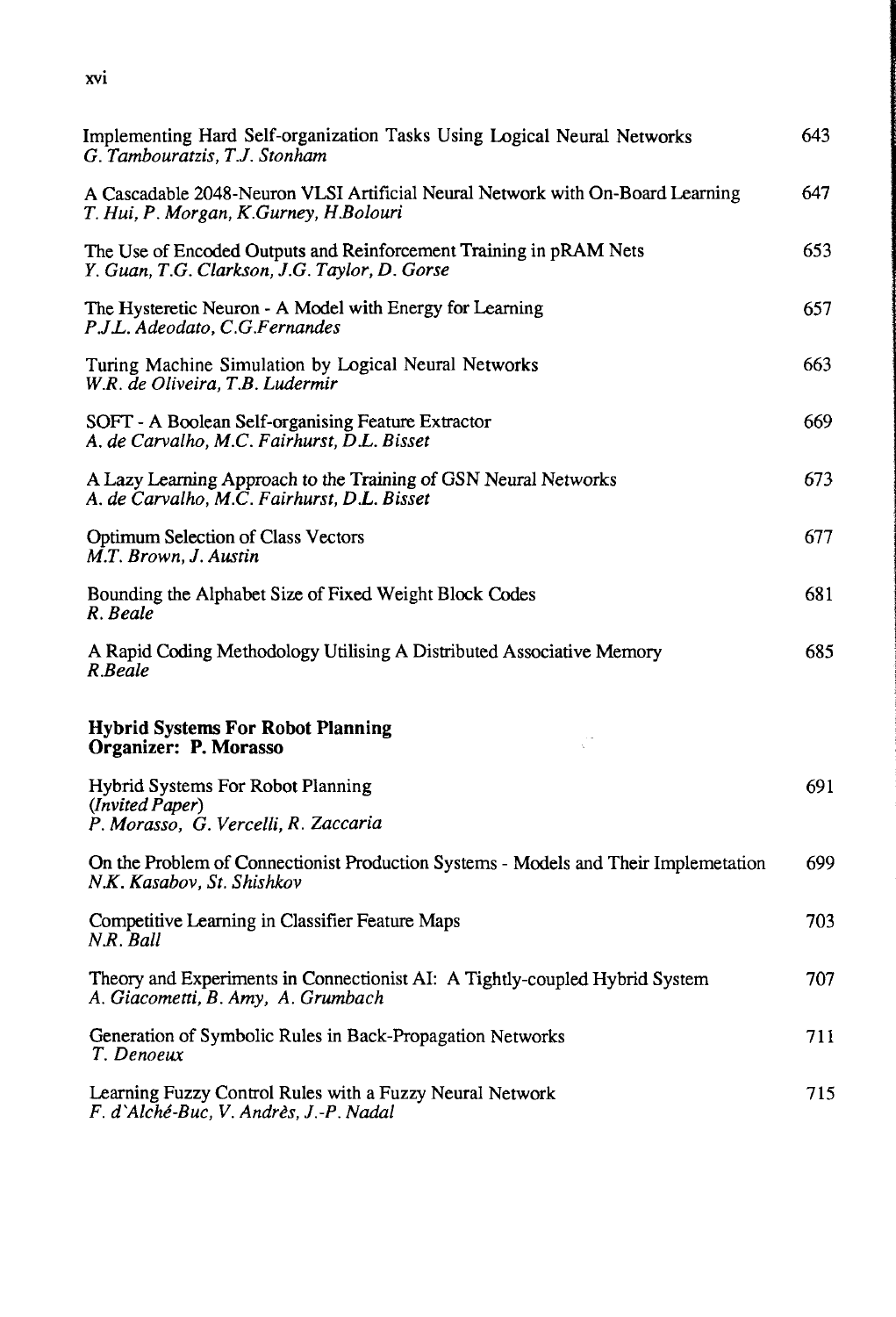Implementing Hard Self-organization Tasks Using Logical Neural Networks 643
*G. Tambouratzis, T.J. Stonham*

A Cascadable 2048-Neuron VLSI Artificial Neural Network with On-Board Learning 647
*T. Hui, P. Morgan, K.Gurney, H.Bolouri*

The Use of Encoded Outputs and Reinforcement Training in pRAM Nets 653
*Y. Guan, T.G. Clarkson, J.G. Taylor, D. Gorse*

The Hysteretic Neuron - A Model with Energy for Learning 657
*P.J.L. Adeodato, C.G.Fernandes*

Turing Machine Simulation by Logical Neural Networks 663
*W.R. de Oliveira, T.B. Ludermir*

SOFT - A Boolean Self-organising Feature Extractor 669
*A. de Carvalho, M.C. Fairhurst, D.L. Bisset*

A Lazy Learning Approach to the Training of GSN Neural Networks 673
*A. de Carvalho, M.C. Fairhurst, D.L. Bisset*

Optimum Selection of Class Vectors 677
*M.T. Brown, J. Austin*

Bounding the Alphabet Size of Fixed Weight Block Codes 681
*R. Beale*

A Rapid Coding Methodology Utilising A Distributed Associative Memory 685
*R.Beale*

**Hybrid Systems For Robot Planning**
**Organizer: P. Morasso**

Hybrid Systems For Robot Planning 691
*(Invited Paper)*
*P. Morasso, G. Vercelli, R. Zaccaria*

On the Problem of Connectionist Production Systems - Models and Their Implemetation 699
*N.K. Kasabov, St. Shishkov*

Competitive Learning in Classifier Feature Maps 703
*N.R. Ball*

Theory and Experiments in Connectionist AI: A Tightly-coupled Hybrid System 707
*A. Giacometti, B. Amy, A. Grumbach*

Generation of Symbolic Rules in Back-Propagation Networks 711
*T. Denoeux*

Learning Fuzzy Control Rules with a Fuzzy Neural Network 715
*F. d'Alché-Buc, V. Andrès, J.-P. Nadal*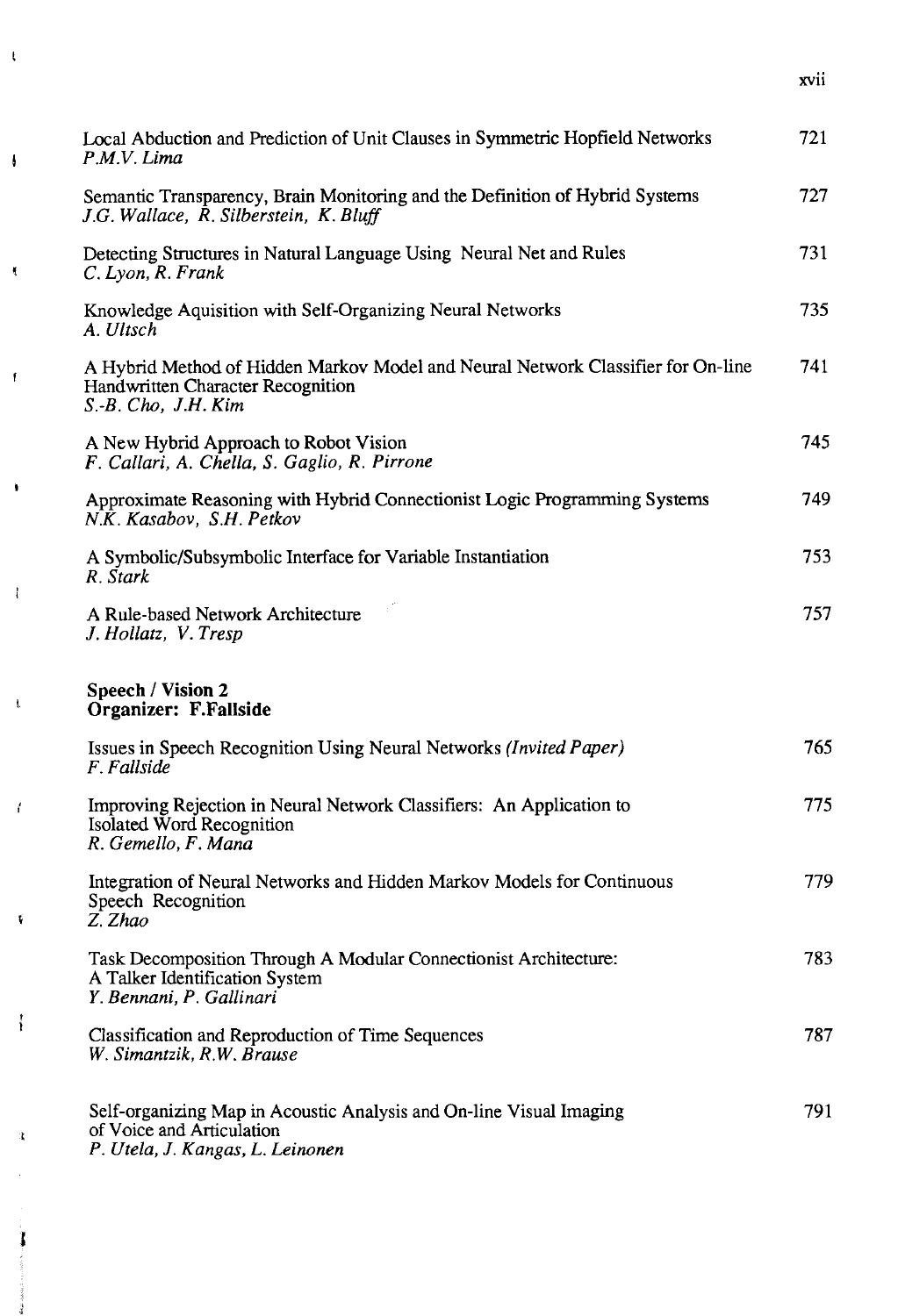| | |
|---|---|
| Local Abduction and Prediction of Unit Clauses in Symmetric Hopfield Networks<br>*P.M.V. Lima* | 721 |
| Semantic Transparency, Brain Monitoring and the Definition of Hybrid Systems<br>*J.G. Wallace, R. Silberstein, K. Bluff* | 727 |
| Detecting Structures in Natural Language Using Neural Net and Rules<br>*C. Lyon, R. Frank* | 731 |
| Knowledge Aquisition with Self-Organizing Neural Networks<br>*A. Ultsch* | 735 |
| A Hybrid Method of Hidden Markov Model and Neural Network Classifier for On-line Handwritten Character Recognition<br>*S.-B. Cho, J.H. Kim* | 741 |
| A New Hybrid Approach to Robot Vision<br>*F. Callari, A. Chella, S. Gaglio, R. Pirrone* | 745 |
| Approximate Reasoning with Hybrid Connectionist Logic Programming Systems<br>*N.K. Kasabov, S.H. Petkov* | 749 |
| A Symbolic/Subsymbolic Interface for Variable Instantiation<br>*R. Stark* | 753 |
| A Rule-based Network Architecture<br>*J. Hollatz, V. Tresp* | 757 |

**Speech / Vision 2**
**Organizer: F.Fallside**

| | |
|---|---|
| Issues in Speech Recognition Using Neural Networks *(Invited Paper)*<br>*F. Fallside* | 765 |
| Improving Rejection in Neural Network Classifiers: An Application to Isolated Word Recognition<br>*R. Gemello, F. Mana* | 775 |
| Integration of Neural Networks and Hidden Markov Models for Continuous Speech Recognition<br>*Z. Zhao* | 779 |
| Task Decomposition Through A Modular Connectionist Architecture: A Talker Identification System<br>*Y. Bennani, P. Gallinari* | 783 |
| Classification and Reproduction of Time Sequences<br>*W. Simantzik, R.W. Brause* | 787 |
| Self-organizing Map in Acoustic Analysis and On-line Visual Imaging of Voice and Articulation<br>*P. Utela, J. Kangas, L. Leinonen* | 791 |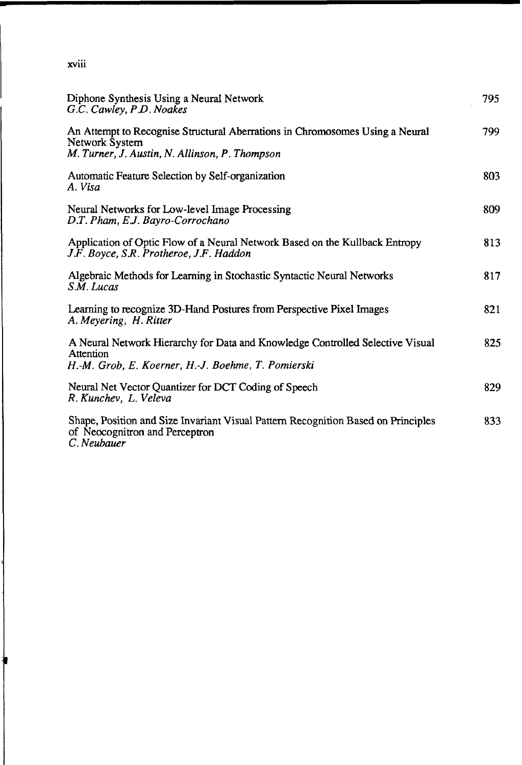| | |
|---|---|
| Diphone Synthesis Using a Neural Network<br>*G.C. Cawley, P.D. Noakes* | 795 |
| An Attempt to Recognise Structural Aberrations in Chromosomes Using a Neural Network System<br>*M. Turner, J. Austin, N. Allinson, P. Thompson* | 799 |
| Automatic Feature Selection by Self-organization<br>*A. Visa* | 803 |
| Neural Networks for Low-level Image Processing<br>*D.T. Pham, E.J. Bayro-Corrochano* | 809 |
| Application of Optic Flow of a Neural Network Based on the Kullback Entropy<br>*J.F. Boyce, S.R. Protheroe, J.F. Haddon* | 813 |
| Algebraic Methods for Learning in Stochastic Syntactic Neural Networks<br>*S.M. Lucas* | 817 |
| Learning to recognize 3D-Hand Postures from Perspective Pixel Images<br>*A. Meyering, H. Ritter* | 821 |
| A Neural Network Hierarchy for Data and Knowledge Controlled Selective Visual Attention<br>*H.-M. Grob, E. Koerner, H.-J. Boehme, T. Pomierski* | 825 |
| Neural Net Vector Quantizer for DCT Coding of Speech<br>*R. Kunchev, L. Veleva* | 829 |
| Shape, Position and Size Invariant Visual Pattern Recognition Based on Principles of Neocognitron and Perceptron<br>*C. Neubauer* | 833 |